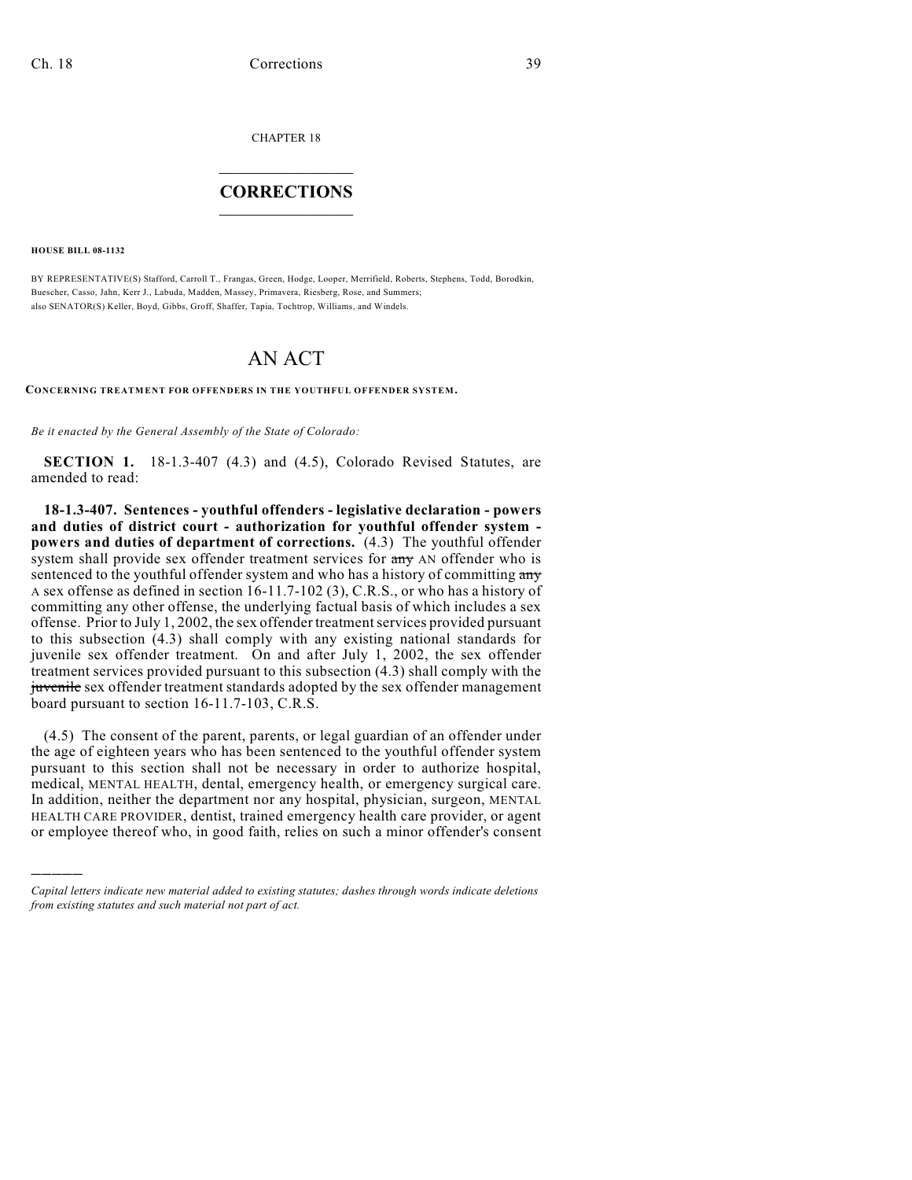CHAPTER 18

# CORRECTIONS

**HOUSE BILL 08-1132**

BY REPRESENTATIVE(S) Stafford, Carroll T., Frangas, Green, Hodge, Looper, Merrifield, Roberts, Stephens, Todd, Borodkin, Buescher, Casso, Jahn, Kerr J., Labuda, Madden, Massey, Primavera, Riesberg, Rose, and Summers;
also SENATOR(S) Keller, Boyd, Gibbs, Groff, Shaffer, Tapia, Tochtrop, Williams, and Windels.

# AN ACT

**CONCERNING TREATMENT FOR OFFENDERS IN THE YOUTHFUL OFFENDER SYSTEM.**

*Be it enacted by the General Assembly of the State of Colorado:*

**SECTION 1.** 18-1.3-407 (4.3) and (4.5), Colorado Revised Statutes, are amended to read:

**18-1.3-407. Sentences - youthful offenders - legislative declaration - powers and duties of district court - authorization for youthful offender system - powers and duties of department of corrections.** (4.3) The youthful offender system shall provide sex offender treatment services for ~~any~~ AN offender who is sentenced to the youthful offender system and who has a history of committing ~~any~~ A sex offense as defined in section 16-11.7-102 (3), C.R.S., or who has a history of committing any other offense, the underlying factual basis of which includes a sex offense. Prior to July 1, 2002, the sex offender treatment services provided pursuant to this subsection (4.3) shall comply with any existing national standards for juvenile sex offender treatment. On and after July 1, 2002, the sex offender treatment services provided pursuant to this subsection (4.3) shall comply with the ~~juvenile~~ sex offender treatment standards adopted by the sex offender management board pursuant to section 16-11.7-103, C.R.S.

(4.5) The consent of the parent, parents, or legal guardian of an offender under the age of eighteen years who has been sentenced to the youthful offender system pursuant to this section shall not be necessary in order to authorize hospital, medical, MENTAL HEALTH, dental, emergency health, or emergency surgical care. In addition, neither the department nor any hospital, physician, surgeon, MENTAL HEALTH CARE PROVIDER, dentist, trained emergency health care provider, or agent or employee thereof who, in good faith, relies on such a minor offender's consent

*Capital letters indicate new material added to existing statutes; dashes through words indicate deletions from existing statutes and such material not part of act.*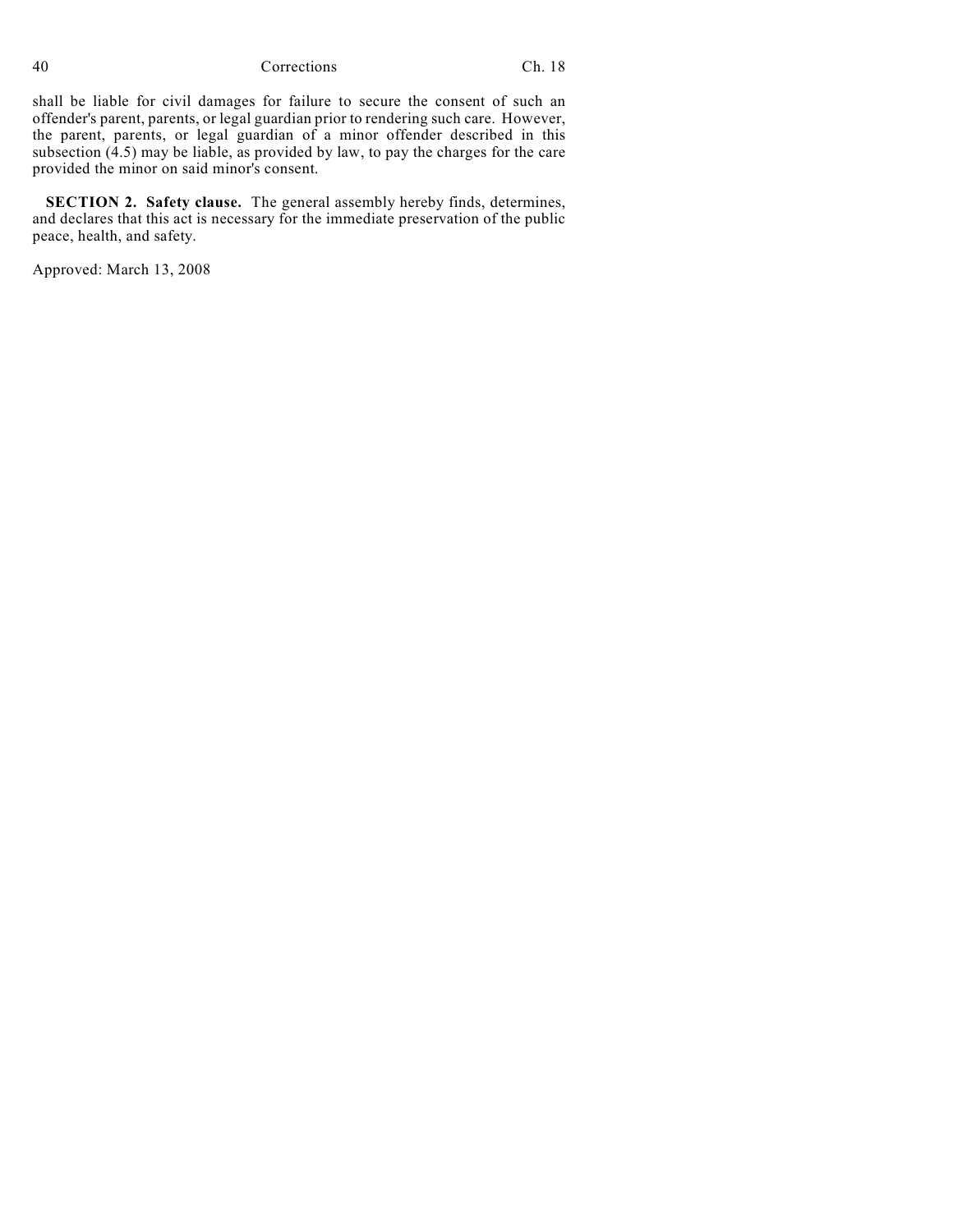shall be liable for civil damages for failure to secure the consent of such an offender's parent, parents, or legal guardian prior to rendering such care. However, the parent, parents, or legal guardian of a minor offender described in this subsection (4.5) may be liable, as provided by law, to pay the charges for the care provided the minor on said minor's consent.

**SECTION 2. Safety clause.** The general assembly hereby finds, determines, and declares that this act is necessary for the immediate preservation of the public peace, health, and safety.

Approved: March 13, 2008